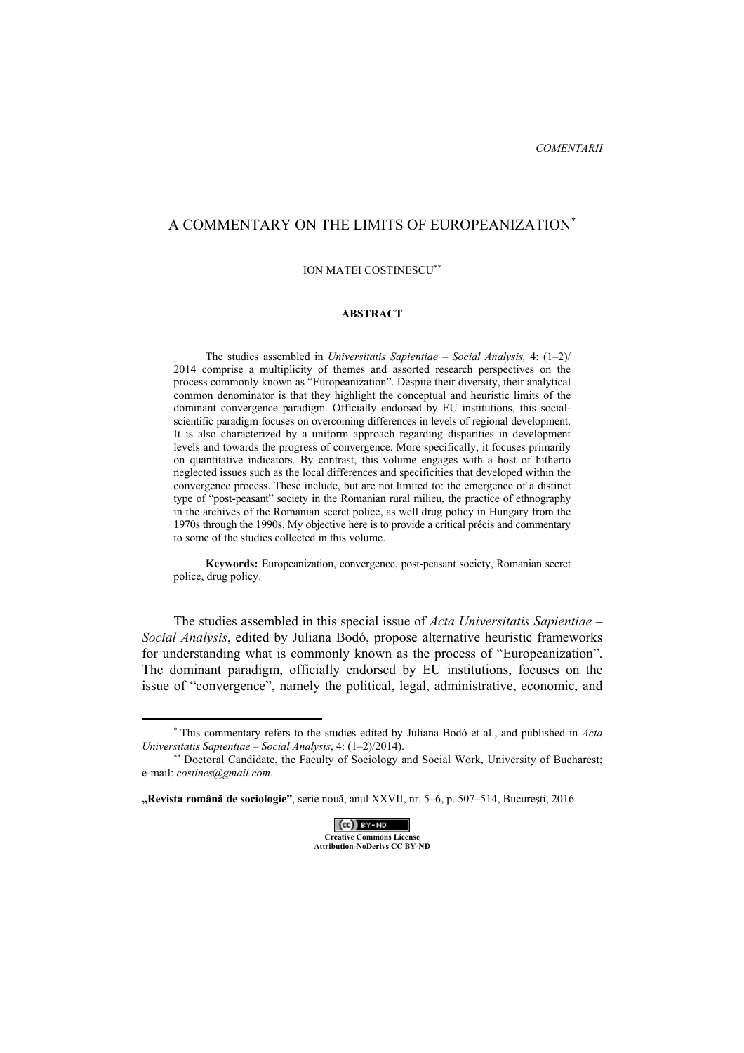COMENTARII

# A COMMENTARY ON THE LIMITS OF EUROPEANIZATION[*]

ION MATEI COSTINESCU[**]

**ABSTRACT**

The studies assembled in *Universitatis Sapientiae – Social Analysis,* 4: (1–2)/ 2014 comprise a multiplicity of themes and assorted research perspectives on the process commonly known as "Europeanization". Despite their diversity, their analytical common denominator is that they highlight the conceptual and heuristic limits of the dominant convergence paradigm. Officially endorsed by EU institutions, this social-scientific paradigm focuses on overcoming differences in levels of regional development. It is also characterized by a uniform approach regarding disparities in development levels and towards the progress of convergence. More specifically, it focuses primarily on quantitative indicators. By contrast, this volume engages with a host of hitherto neglected issues such as the local differences and specificities that developed within the convergence process. These include, but are not limited to: the emergence of a distinct type of "post-peasant" society in the Romanian rural milieu, the practice of ethnography in the archives of the Romanian secret police, as well drug policy in Hungary from the 1970s through the 1990s. My objective here is to provide a critical précis and commentary to some of the studies collected in this volume.

**Keywords:** Europeanization, convergence, post-peasant society, Romanian secret police, drug policy.

The studies assembled in this special issue of *Acta Universitatis Sapientiae – Social Analysis*, edited by Juliana Bodó, propose alternative heuristic frameworks for understanding what is commonly known as the process of "Europeanization". The dominant paradigm, officially endorsed by EU institutions, focuses on the issue of "convergence", namely the political, legal, administrative, economic, and

---

[*] This commentary refers to the studies edited by Juliana Bodó et al., and published in *Acta Universitatis Sapientiae – Social Analysis*, 4: (1–2)/2014).

[**] Doctoral Candidate, the Faculty of Sociology and Social Work, University of Bucharest; e-mail: *costines@gmail.com*.

**„Revista română de sociologie"**, serie nouă, anul XXVII, nr. 5–6, p. 507–514, Bucureşti, 2016

Creative Commons License
Attribution-NoDerivs CC BY-ND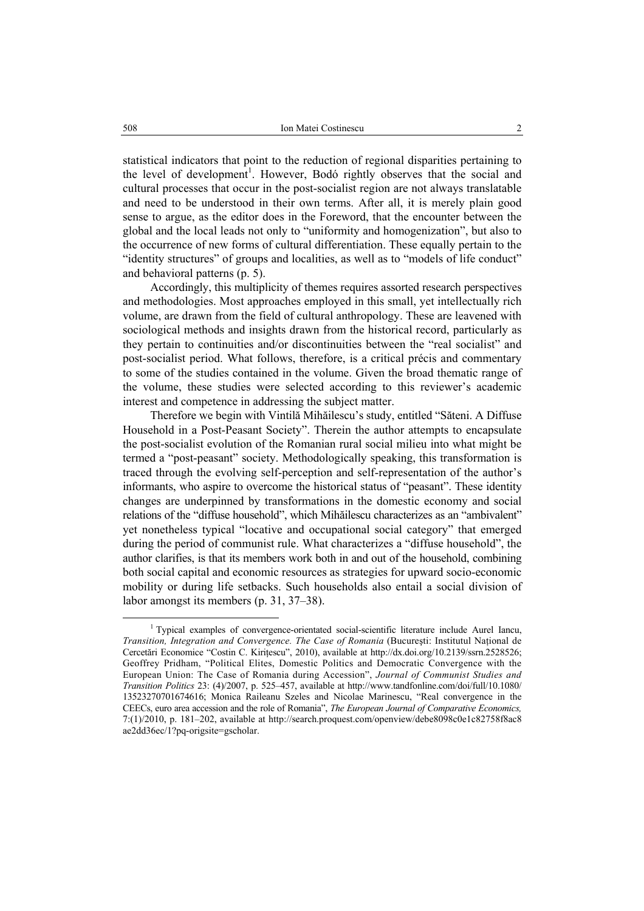statistical indicators that point to the reduction of regional disparities pertaining to the level of development[1]. However, Bodó rightly observes that the social and cultural processes that occur in the post-socialist region are not always translatable and need to be understood in their own terms. After all, it is merely plain good sense to argue, as the editor does in the Foreword, that the encounter between the global and the local leads not only to "uniformity and homogenization", but also to the occurrence of new forms of cultural differentiation. These equally pertain to the "identity structures" of groups and localities, as well as to "models of life conduct" and behavioral patterns (p. 5).

Accordingly, this multiplicity of themes requires assorted research perspectives and methodologies. Most approaches employed in this small, yet intellectually rich volume, are drawn from the field of cultural anthropology. These are leavened with sociological methods and insights drawn from the historical record, particularly as they pertain to continuities and/or discontinuities between the "real socialist" and post-socialist period. What follows, therefore, is a critical précis and commentary to some of the studies contained in the volume. Given the broad thematic range of the volume, these studies were selected according to this reviewer's academic interest and competence in addressing the subject matter.

Therefore we begin with Vintilă Mihăilescu's study, entitled "Săteni. A Diffuse Household in a Post-Peasant Society". Therein the author attempts to encapsulate the post-socialist evolution of the Romanian rural social milieu into what might be termed a "post-peasant" society. Methodologically speaking, this transformation is traced through the evolving self-perception and self-representation of the author's informants, who aspire to overcome the historical status of "peasant". These identity changes are underpinned by transformations in the domestic economy and social relations of the "diffuse household", which Mihăilescu characterizes as an "ambivalent" yet nonetheless typical "locative and occupational social category" that emerged during the period of communist rule. What characterizes a "diffuse household", the author clarifies, is that its members work both in and out of the household, combining both social capital and economic resources as strategies for upward socio-economic mobility or during life setbacks. Such households also entail a social division of labor amongst its members (p. 31, 37–38).

---

[1] Typical examples of convergence-orientated social-scientific literature include Aurel Iancu, *Transition, Integration and Convergence. The Case of Romania* (București: Institutul Național de Cercetări Economice "Costin C. Kirițescu", 2010), available at http://dx.doi.org/10.2139/ssrn.2528526; Geoffrey Pridham, "Political Elites, Domestic Politics and Democratic Convergence with the European Union: The Case of Romania during Accession", *Journal of Communist Studies and Transition Politics* 23: (4)/2007, p. 525–457, available at http://www.tandfonline.com/doi/full/10.1080/13523270701674616; Monica Raileanu Szeles and Nicolae Marinescu, "Real convergence in the CEECs, euro area accession and the role of Romania", *The European Journal of Comparative Economics,* 7:(1)/2010, p. 181–202, available at http://search.proquest.com/openview/debe8098c0e1c82758f8ac8ae2dd36ec/1?pq-origsite=gscholar.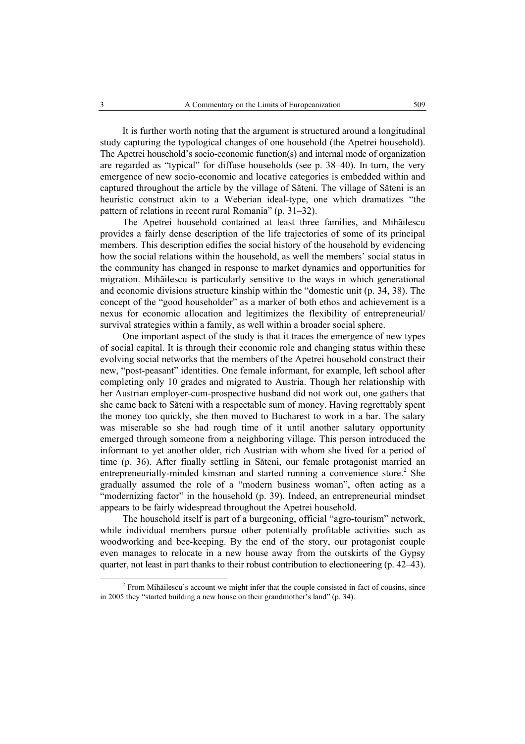It is further worth noting that the argument is structured around a longitudinal study capturing the typological changes of one household (the Apetrei household). The Apetrei household's socio-economic function(s) and internal mode of organization are regarded as "typical" for diffuse households (see p. 38–40). In turn, the very emergence of new socio-economic and locative categories is embedded within and captured throughout the article by the village of Săteni. The village of Săteni is an heuristic construct akin to a Weberian ideal-type, one which dramatizes "the pattern of relations in recent rural Romania" (p. 31–32).

The Apetrei household contained at least three families, and Mihăilescu provides a fairly dense description of the life trajectories of some of its principal members. This description edifies the social history of the household by evidencing how the social relations within the household, as well the members' social status in the community has changed in response to market dynamics and opportunities for migration. Mihăilescu is particularly sensitive to the ways in which generational and economic divisions structure kinship within the "domestic unit (p. 34, 38). The concept of the "good householder" as a marker of both ethos and achievement is a nexus for economic allocation and legitimizes the flexibility of entrepreneurial/ survival strategies within a family, as well within a broader social sphere.

One important aspect of the study is that it traces the emergence of new types of social capital. It is through their economic role and changing status within these evolving social networks that the members of the Apetrei household construct their new, "post-peasant" identities. One female informant, for example, left school after completing only 10 grades and migrated to Austria. Though her relationship with her Austrian employer-cum-prospective husband did not work out, one gathers that she came back to Săteni with a respectable sum of money. Having regrettably spent the money too quickly, she then moved to Bucharest to work in a bar. The salary was miserable so she had rough time of it until another salutary opportunity emerged through someone from a neighboring village. This person introduced the informant to yet another older, rich Austrian with whom she lived for a period of time (p. 36). After finally settling in Săteni, our female protagonist married an entrepreneurially-minded kinsman and started running a convenience store.[2] She gradually assumed the role of a "modern business woman", often acting as a "modernizing factor" in the household (p. 39). Indeed, an entrepreneurial mindset appears to be fairly widespread throughout the Apetrei household.

The household itself is part of a burgeoning, official "agro-tourism" network, while individual members pursue other potentially profitable activities such as woodworking and bee-keeping. By the end of the story, our protagonist couple even manages to relocate in a new house away from the outskirts of the Gypsy quarter, not least in part thanks to their robust contribution to electioneering (p. 42–43).

[2] From Mihăilescu's account we might infer that the couple consisted in fact of cousins, since in 2005 they "started building a new house on their grandmother's land" (p. 34).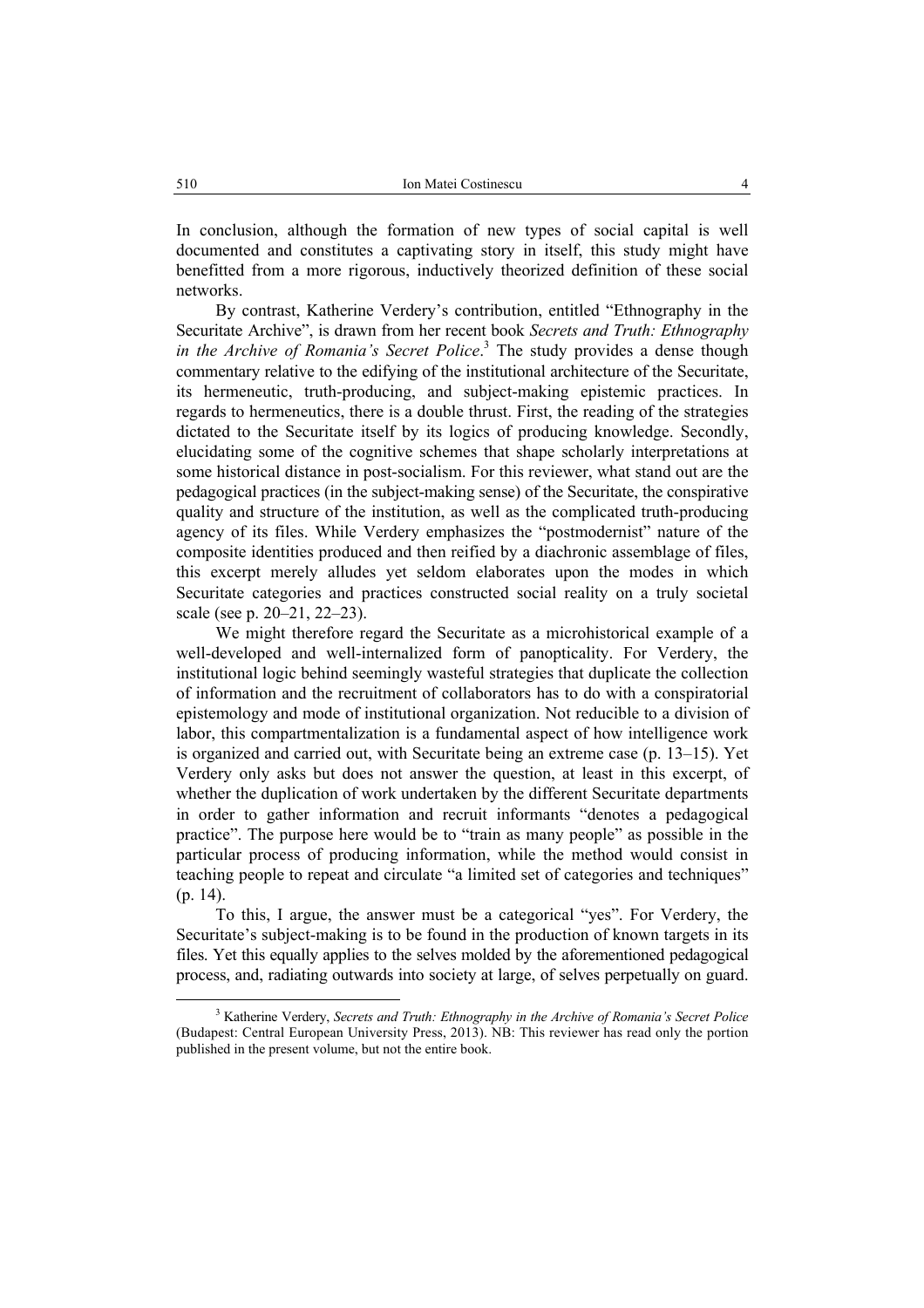In conclusion, although the formation of new types of social capital is well documented and constitutes a captivating story in itself, this study might have benefitted from a more rigorous, inductively theorized definition of these social networks.

By contrast, Katherine Verdery's contribution, entitled "Ethnography in the Securitate Archive", is drawn from her recent book *Secrets and Truth: Ethnography in the Archive of Romania's Secret Police*.[3] The study provides a dense though commentary relative to the edifying of the institutional architecture of the Securitate, its hermeneutic, truth-producing, and subject-making epistemic practices. In regards to hermeneutics, there is a double thrust. First, the reading of the strategies dictated to the Securitate itself by its logics of producing knowledge. Secondly, elucidating some of the cognitive schemes that shape scholarly interpretations at some historical distance in post-socialism. For this reviewer, what stand out are the pedagogical practices (in the subject-making sense) of the Securitate, the conspirative quality and structure of the institution, as well as the complicated truth-producing agency of its files. While Verdery emphasizes the "postmodernist" nature of the composite identities produced and then reified by a diachronic assemblage of files, this excerpt merely alludes yet seldom elaborates upon the modes in which Securitate categories and practices constructed social reality on a truly societal scale (see p. 20–21, 22–23).

We might therefore regard the Securitate as a microhistorical example of a well-developed and well-internalized form of panopticality. For Verdery, the institutional logic behind seemingly wasteful strategies that duplicate the collection of information and the recruitment of collaborators has to do with a conspiratorial epistemology and mode of institutional organization. Not reducible to a division of labor, this compartmentalization is a fundamental aspect of how intelligence work is organized and carried out, with Securitate being an extreme case (p. 13–15). Yet Verdery only asks but does not answer the question, at least in this excerpt, of whether the duplication of work undertaken by the different Securitate departments in order to gather information and recruit informants "denotes a pedagogical practice". The purpose here would be to "train as many people" as possible in the particular process of producing information, while the method would consist in teaching people to repeat and circulate "a limited set of categories and techniques" (p. 14).

To this, I argue, the answer must be a categorical "yes". For Verdery, the Securitate's subject-making is to be found in the production of known targets in its files. Yet this equally applies to the selves molded by the aforementioned pedagogical process, and, radiating outwards into society at large, of selves perpetually on guard.

---

[3] Katherine Verdery, *Secrets and Truth: Ethnography in the Archive of Romania's Secret Police* (Budapest: Central European University Press, 2013). NB: This reviewer has read only the portion published in the present volume, but not the entire book.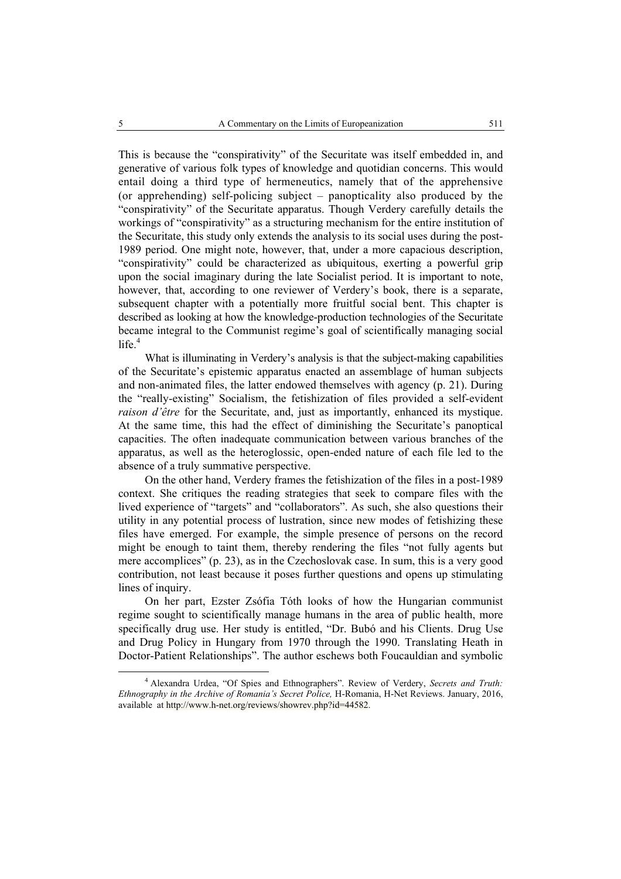This is because the "conspirativity" of the Securitate was itself embedded in, and generative of various folk types of knowledge and quotidian concerns. This would entail doing a third type of hermeneutics, namely that of the apprehensive (or apprehending) self-policing subject – panopticality also produced by the "conspirativity" of the Securitate apparatus. Though Verdery carefully details the workings of "conspirativity" as a structuring mechanism for the entire institution of the Securitate, this study only extends the analysis to its social uses during the post-1989 period. One might note, however, that, under a more capacious description, "conspirativity" could be characterized as ubiquitous, exerting a powerful grip upon the social imaginary during the late Socialist period. It is important to note, however, that, according to one reviewer of Verdery's book, there is a separate, subsequent chapter with a potentially more fruitful social bent. This chapter is described as looking at how the knowledge-production technologies of the Securitate became integral to the Communist regime's goal of scientifically managing social life.[4]

What is illuminating in Verdery's analysis is that the subject-making capabilities of the Securitate's epistemic apparatus enacted an assemblage of human subjects and non-animated files, the latter endowed themselves with agency (p. 21). During the "really-existing" Socialism, the fetishization of files provided a self-evident *raison d'être* for the Securitate, and, just as importantly, enhanced its mystique. At the same time, this had the effect of diminishing the Securitate's panoptical capacities. The often inadequate communication between various branches of the apparatus, as well as the heteroglossic, open-ended nature of each file led to the absence of a truly summative perspective.

On the other hand, Verdery frames the fetishization of the files in a post-1989 context. She critiques the reading strategies that seek to compare files with the lived experience of "targets" and "collaborators". As such, she also questions their utility in any potential process of lustration, since new modes of fetishizing these files have emerged. For example, the simple presence of persons on the record might be enough to taint them, thereby rendering the files "not fully agents but mere accomplices" (p. 23), as in the Czechoslovak case. In sum, this is a very good contribution, not least because it poses further questions and opens up stimulating lines of inquiry.

On her part, Ezster Zsófia Tóth looks of how the Hungarian communist regime sought to scientifically manage humans in the area of public health, more specifically drug use. Her study is entitled, "Dr. Bubó and his Clients. Drug Use and Drug Policy in Hungary from 1970 through the 1990. Translating Heath in Doctor-Patient Relationships". The author eschews both Foucauldian and symbolic

---

[4] Alexandra Urdea, "Of Spies and Ethnographers". Review of Verdery, *Secrets and Truth: Ethnography in the Archive of Romania's Secret Police,* H-Romania, H-Net Reviews. January, 2016, available at http://www.h-net.org/reviews/showrev.php?id=44582.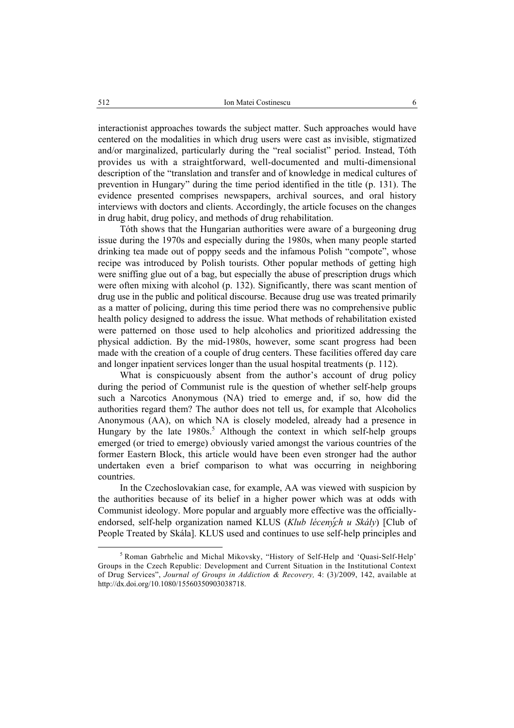interactionist approaches towards the subject matter. Such approaches would have centered on the modalities in which drug users were cast as invisible, stigmatized and/or marginalized, particularly during the "real socialist" period. Instead, Tóth provides us with a straightforward, well-documented and multi-dimensional description of the "translation and transfer and of knowledge in medical cultures of prevention in Hungary" during the time period identified in the title (p. 131). The evidence presented comprises newspapers, archival sources, and oral history interviews with doctors and clients. Accordingly, the article focuses on the changes in drug habit, drug policy, and methods of drug rehabilitation.

Tóth shows that the Hungarian authorities were aware of a burgeoning drug issue during the 1970s and especially during the 1980s, when many people started drinking tea made out of poppy seeds and the infamous Polish "compote", whose recipe was introduced by Polish tourists. Other popular methods of getting high were sniffing glue out of a bag, but especially the abuse of prescription drugs which were often mixing with alcohol (p. 132). Significantly, there was scant mention of drug use in the public and political discourse. Because drug use was treated primarily as a matter of policing, during this time period there was no comprehensive public health policy designed to address the issue. What methods of rehabilitation existed were patterned on those used to help alcoholics and prioritized addressing the physical addiction. By the mid-1980s, however, some scant progress had been made with the creation of a couple of drug centers. These facilities offered day care and longer inpatient services longer than the usual hospital treatments (p. 112).

What is conspicuously absent from the author's account of drug policy during the period of Communist rule is the question of whether self-help groups such a Narcotics Anonymous (NA) tried to emerge and, if so, how did the authorities regard them? The author does not tell us, for example that Alcoholics Anonymous (AA), on which NA is closely modeled, already had a presence in Hungary by the late 1980s.[5] Although the context in which self-help groups emerged (or tried to emerge) obviously varied amongst the various countries of the former Eastern Block, this article would have been even stronger had the author undertaken even a brief comparison to what was occurring in neighboring countries.

In the Czechoslovakian case, for example, AA was viewed with suspicion by the authorities because of its belief in a higher power which was at odds with Communist ideology. More popular and arguably more effective was the officially-endorsed, self-help organization named KLUS (*Klub lécených u Skály*) [Club of People Treated by Skála]. KLUS used and continues to use self-help principles and

---

[5] Roman Gabrhelic and Michal Mikovsky, "History of Self-Help and 'Quasi-Self-Help' Groups in the Czech Republic: Development and Current Situation in the Institutional Context of Drug Services", *Journal of Groups in Addiction & Recovery,* 4: (3)/2009, 142, available at http://dx.doi.org/10.1080/15560350903038718.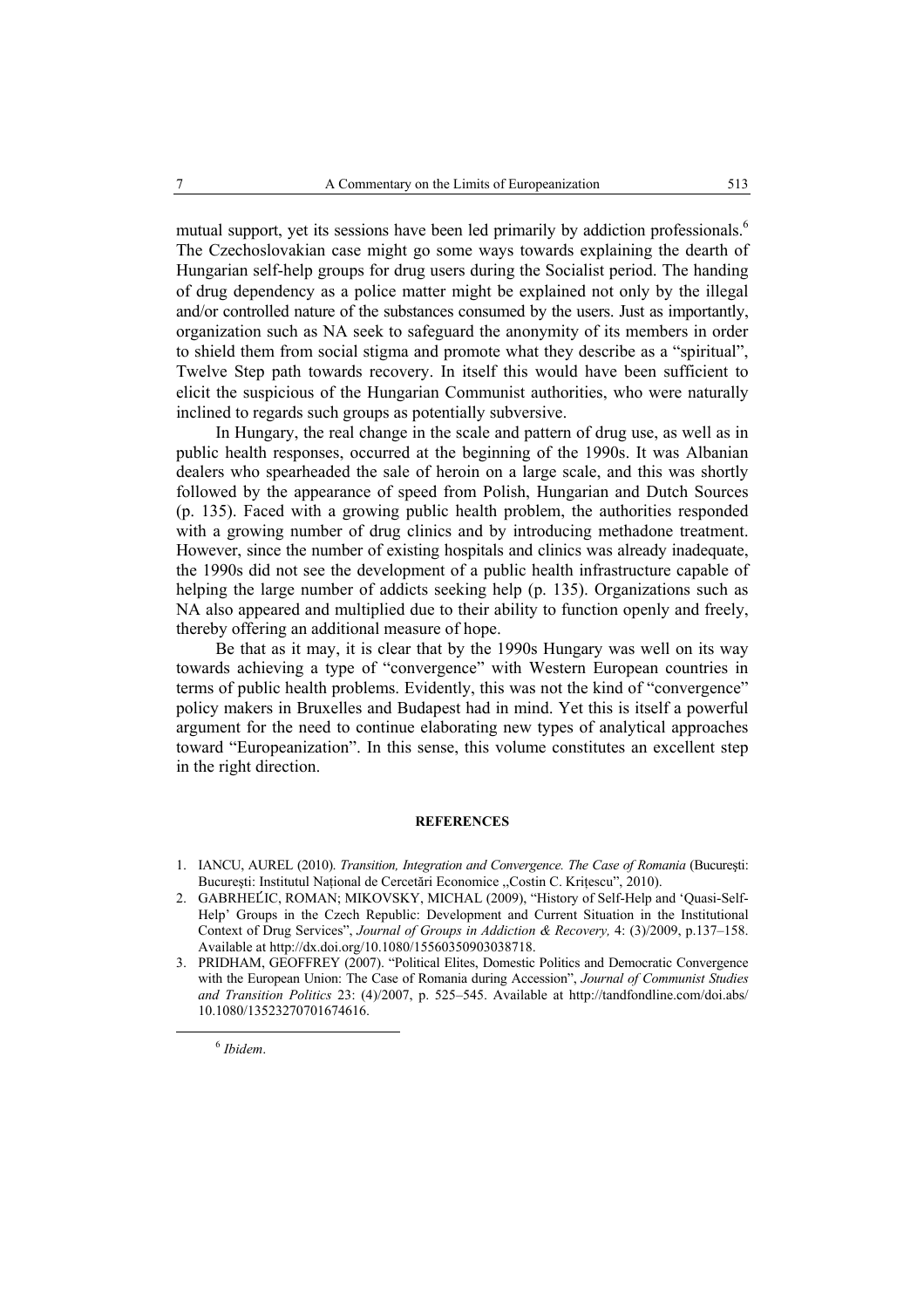mutual support, yet its sessions have been led primarily by addiction professionals.[6] The Czechoslovakian case might go some ways towards explaining the dearth of Hungarian self-help groups for drug users during the Socialist period. The handing of drug dependency as a police matter might be explained not only by the illegal and/or controlled nature of the substances consumed by the users. Just as importantly, organization such as NA seek to safeguard the anonymity of its members in order to shield them from social stigma and promote what they describe as a "spiritual", Twelve Step path towards recovery. In itself this would have been sufficient to elicit the suspicious of the Hungarian Communist authorities, who were naturally inclined to regards such groups as potentially subversive.

In Hungary, the real change in the scale and pattern of drug use, as well as in public health responses, occurred at the beginning of the 1990s. It was Albanian dealers who spearheaded the sale of heroin on a large scale, and this was shortly followed by the appearance of speed from Polish, Hungarian and Dutch Sources (p. 135). Faced with a growing public health problem, the authorities responded with a growing number of drug clinics and by introducing methadone treatment. However, since the number of existing hospitals and clinics was already inadequate, the 1990s did not see the development of a public health infrastructure capable of helping the large number of addicts seeking help (p. 135). Organizations such as NA also appeared and multiplied due to their ability to function openly and freely, thereby offering an additional measure of hope.

Be that as it may, it is clear that by the 1990s Hungary was well on its way towards achieving a type of "convergence" with Western European countries in terms of public health problems. Evidently, this was not the kind of "convergence" policy makers in Bruxelles and Budapest had in mind. Yet this is itself a powerful argument for the need to continue elaborating new types of analytical approaches toward "Europeanization". In this sense, this volume constitutes an excellent step in the right direction.

## REFERENCES

1. IANCU, AUREL (2010). *Transition, Integration and Convergence. The Case of Romania* (Bucureşti: Bucureşti: Institutul Naţional de Cercetări Economice „Costin C. Kriţescu", 2010).
2. GABRHEĽIC, ROMAN; MIKOVSKY, MICHAL (2009), "History of Self-Help and 'Quasi-Self-Help' Groups in the Czech Republic: Development and Current Situation in the Institutional Context of Drug Services", *Journal of Groups in Addiction & Recovery,* 4: (3)/2009, p.137–158. Available at http://dx.doi.org/10.1080/15560350903038718.
3. PRIDHAM, GEOFFREY (2007). "Political Elites, Domestic Politics and Democratic Convergence with the European Union: The Case of Romania during Accession", *Journal of Communist Studies and Transition Politics* 23: (4)/2007, p. 525–545. Available at http://tandfondline.com/doi.abs/10.1080/13523270701674616.

[6] *Ibidem*.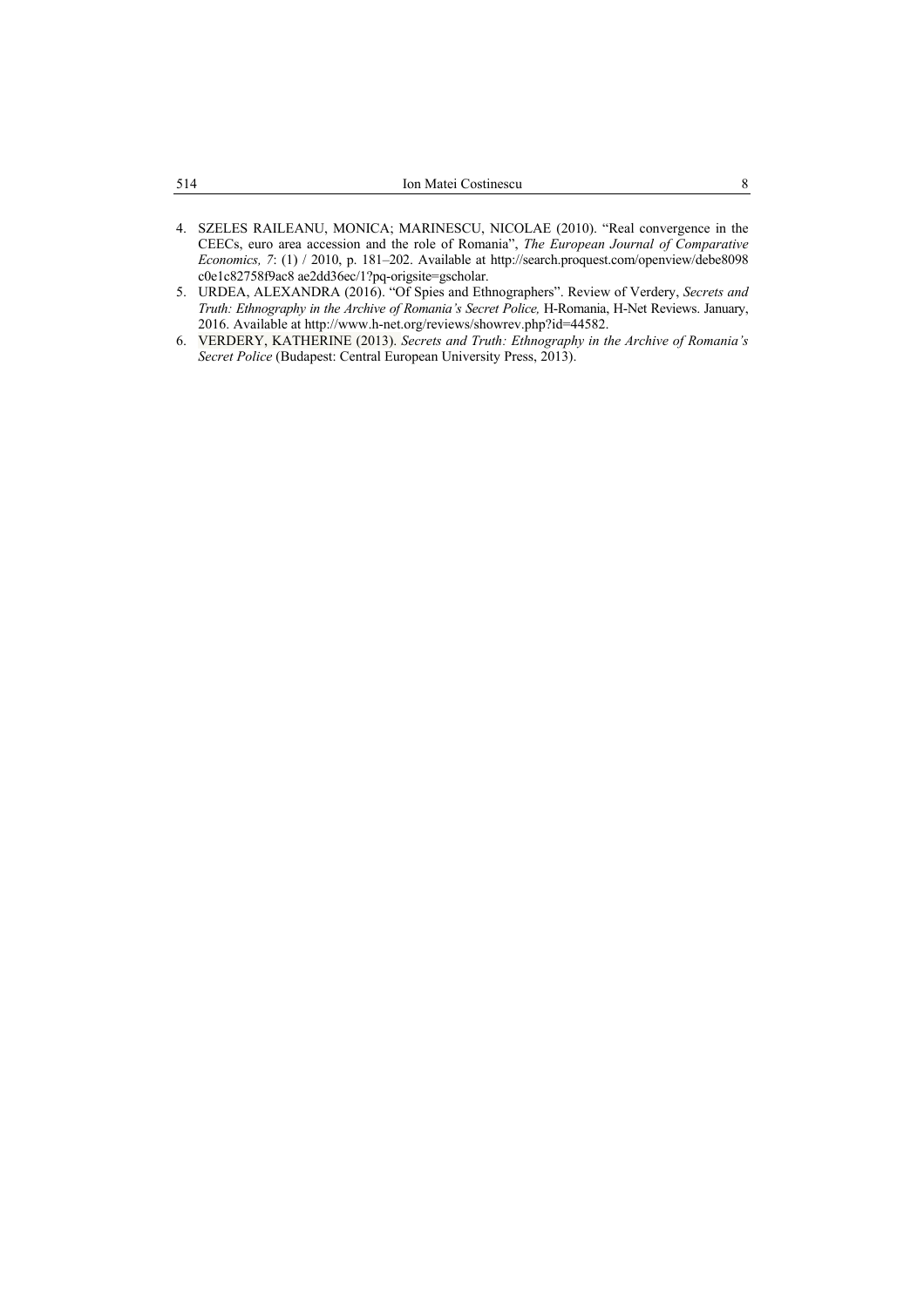4. SZELES RAILEANU, MONICA; MARINESCU, NICOLAE (2010). "Real convergence in the CEECs, euro area accession and the role of Romania", *The European Journal of Comparative Economics, 7*: (1) / 2010, p. 181–202. Available at http://search.proquest.com/openview/debe8098c0e1c82758f9ac8 ae2dd36ec/1?pq-origsite=gscholar.
5. URDEA, ALEXANDRA (2016). "Of Spies and Ethnographers". Review of Verdery, *Secrets and Truth: Ethnography in the Archive of Romania's Secret Police,* H-Romania, H-Net Reviews. January, 2016. Available at http://www.h-net.org/reviews/showrev.php?id=44582.
6. VERDERY, KATHERINE (2013). *Secrets and Truth: Ethnography in the Archive of Romania's Secret Police* (Budapest: Central European University Press, 2013).